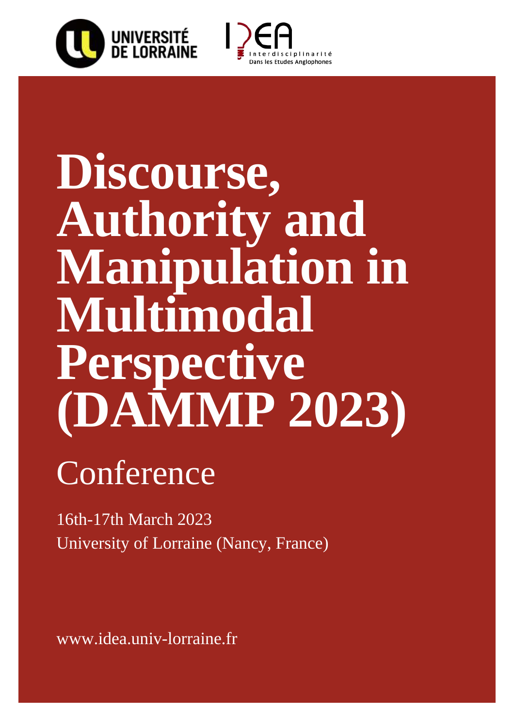UNIVERSITÉ DE LORRAINE

IDEA – Interdisciplinarité Dans les Etudes Anglophones

# Discourse, Authority and Manipulation in Multimodal Perspective (DAMMP 2023)

## Conference

16th-17th March 2023

University of Lorraine (Nancy, France)

www.idea.univ-lorraine.fr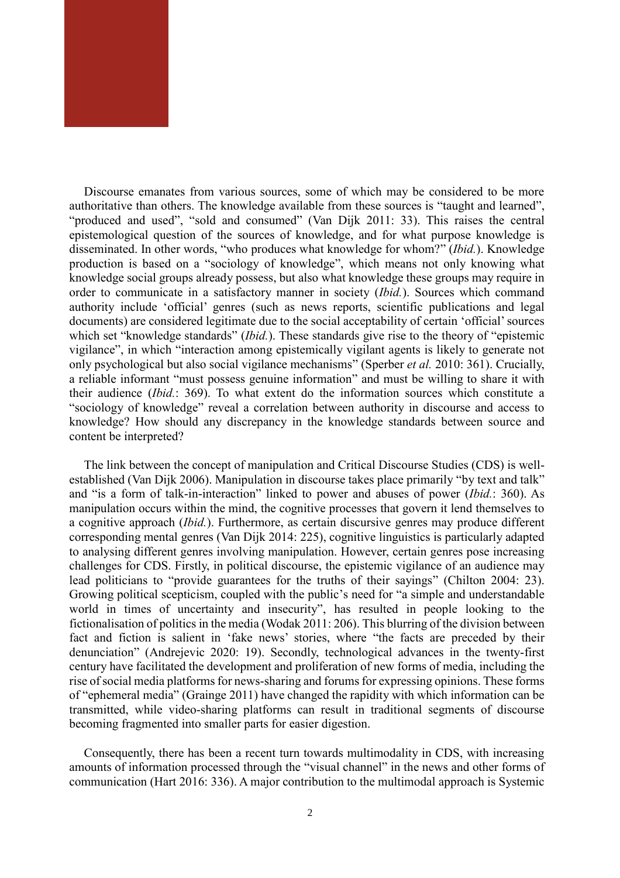Discourse emanates from various sources, some of which may be considered to be more authoritative than others. The knowledge available from these sources is "taught and learned", "produced and used", "sold and consumed" (Van Dijk 2011: 33). This raises the central epistemological question of the sources of knowledge, and for what purpose knowledge is disseminated. In other words, "who produces what knowledge for whom?" (*Ibid.*). Knowledge production is based on a "sociology of knowledge", which means not only knowing what knowledge social groups already possess, but also what knowledge these groups may require in order to communicate in a satisfactory manner in society (*Ibid.*). Sources which command authority include 'official' genres (such as news reports, scientific publications and legal documents) are considered legitimate due to the social acceptability of certain 'official' sources which set "knowledge standards" (*Ibid.*). These standards give rise to the theory of "epistemic vigilance", in which "interaction among epistemically vigilant agents is likely to generate not only psychological but also social vigilance mechanisms" (Sperber *et al.* 2010: 361). Crucially, a reliable informant "must possess genuine information" and must be willing to share it with their audience (*Ibid.*: 369). To what extent do the information sources which constitute a "sociology of knowledge" reveal a correlation between authority in discourse and access to knowledge? How should any discrepancy in the knowledge standards between source and content be interpreted?

The link between the concept of manipulation and Critical Discourse Studies (CDS) is well-established (Van Dijk 2006). Manipulation in discourse takes place primarily "by text and talk" and "is a form of talk-in-interaction" linked to power and abuses of power (*Ibid.*: 360). As manipulation occurs within the mind, the cognitive processes that govern it lend themselves to a cognitive approach (*Ibid.*). Furthermore, as certain discursive genres may produce different corresponding mental genres (Van Dijk 2014: 225), cognitive linguistics is particularly adapted to analysing different genres involving manipulation. However, certain genres pose increasing challenges for CDS. Firstly, in political discourse, the epistemic vigilance of an audience may lead politicians to "provide guarantees for the truths of their sayings" (Chilton 2004: 23). Growing political scepticism, coupled with the public's need for "a simple and understandable world in times of uncertainty and insecurity", has resulted in people looking to the fictionalisation of politics in the media (Wodak 2011: 206). This blurring of the division between fact and fiction is salient in 'fake news' stories, where "the facts are preceded by their denunciation" (Andrejevic 2020: 19). Secondly, technological advances in the twenty-first century have facilitated the development and proliferation of new forms of media, including the rise of social media platforms for news-sharing and forums for expressing opinions. These forms of "ephemeral media" (Grainge 2011) have changed the rapidity with which information can be transmitted, while video-sharing platforms can result in traditional segments of discourse becoming fragmented into smaller parts for easier digestion.

Consequently, there has been a recent turn towards multimodality in CDS, with increasing amounts of information processed through the "visual channel" in the news and other forms of communication (Hart 2016: 336). A major contribution to the multimodal approach is Systemic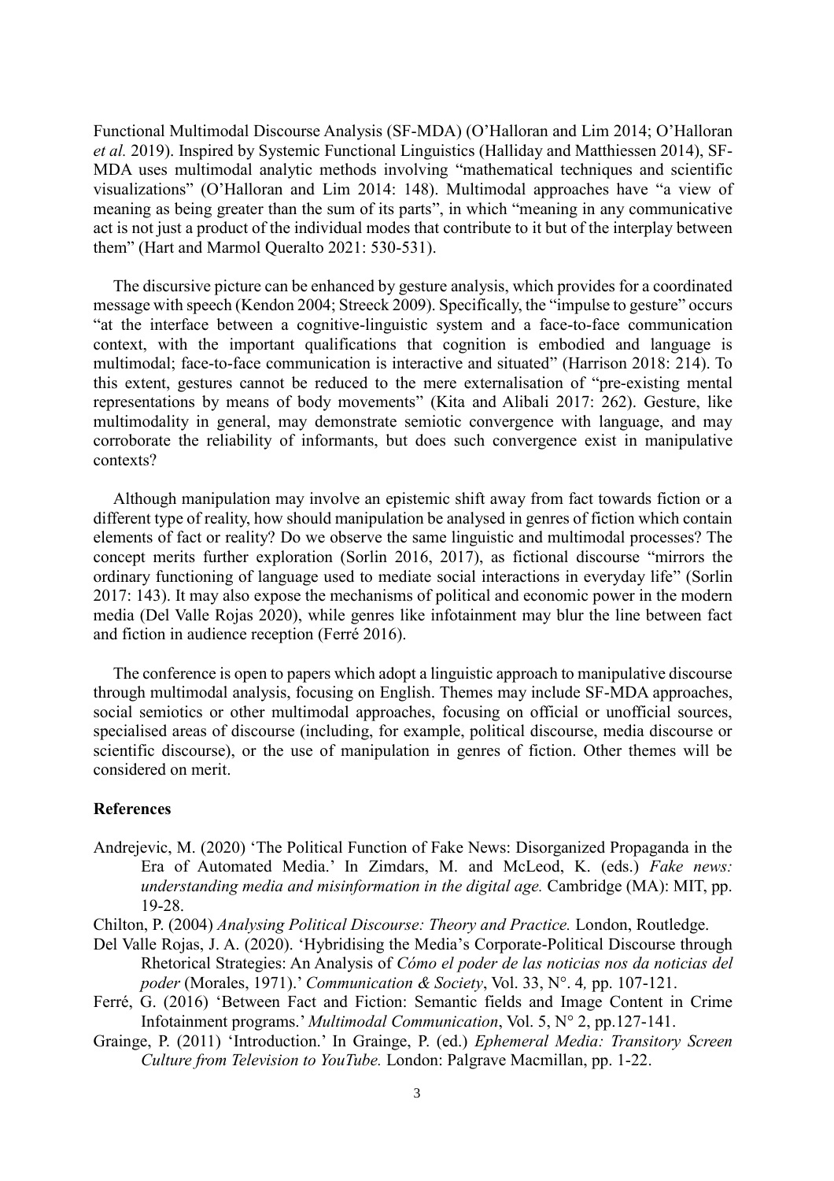Functional Multimodal Discourse Analysis (SF-MDA) (O'Halloran and Lim 2014; O'Halloran *et al.* 2019). Inspired by Systemic Functional Linguistics (Halliday and Matthiessen 2014), SF-MDA uses multimodal analytic methods involving "mathematical techniques and scientific visualizations" (O'Halloran and Lim 2014: 148). Multimodal approaches have "a view of meaning as being greater than the sum of its parts", in which "meaning in any communicative act is not just a product of the individual modes that contribute to it but of the interplay between them" (Hart and Marmol Queralto 2021: 530-531).

The discursive picture can be enhanced by gesture analysis, which provides for a coordinated message with speech (Kendon 2004; Streeck 2009). Specifically, the "impulse to gesture" occurs "at the interface between a cognitive-linguistic system and a face-to-face communication context, with the important qualifications that cognition is embodied and language is multimodal; face-to-face communication is interactive and situated" (Harrison 2018: 214). To this extent, gestures cannot be reduced to the mere externalisation of "pre-existing mental representations by means of body movements" (Kita and Alibali 2017: 262). Gesture, like multimodality in general, may demonstrate semiotic convergence with language, and may corroborate the reliability of informants, but does such convergence exist in manipulative contexts?

Although manipulation may involve an epistemic shift away from fact towards fiction or a different type of reality, how should manipulation be analysed in genres of fiction which contain elements of fact or reality? Do we observe the same linguistic and multimodal processes? The concept merits further exploration (Sorlin 2016, 2017), as fictional discourse "mirrors the ordinary functioning of language used to mediate social interactions in everyday life" (Sorlin 2017: 143). It may also expose the mechanisms of political and economic power in the modern media (Del Valle Rojas 2020), while genres like infotainment may blur the line between fact and fiction in audience reception (Ferré 2016).

The conference is open to papers which adopt a linguistic approach to manipulative discourse through multimodal analysis, focusing on English. Themes may include SF-MDA approaches, social semiotics or other multimodal approaches, focusing on official or unofficial sources, specialised areas of discourse (including, for example, political discourse, media discourse or scientific discourse), or the use of manipulation in genres of fiction. Other themes will be considered on merit.

## References

Andrejevic, M. (2020) 'The Political Function of Fake News: Disorganized Propaganda in the Era of Automated Media.' In Zimdars, M. and McLeod, K. (eds.) *Fake news: understanding media and misinformation in the digital age.* Cambridge (MA): MIT, pp. 19-28.

Chilton, P. (2004) *Analysing Political Discourse: Theory and Practice.* London, Routledge.

Del Valle Rojas, J. A. (2020). 'Hybridising the Media's Corporate-Political Discourse through Rhetorical Strategies: An Analysis of *Cómo el poder de las noticias nos da noticias del poder* (Morales, 1971).' *Communication & Society*, Vol. 33, N°. 4*,* pp. 107-121.

Ferré, G. (2016) 'Between Fact and Fiction: Semantic fields and Image Content in Crime Infotainment programs.' *Multimodal Communication*, Vol. 5, N° 2, pp.127-141.

Grainge, P. (2011) 'Introduction.' In Grainge, P. (ed.) *Ephemeral Media: Transitory Screen Culture from Television to YouTube.* London: Palgrave Macmillan, pp. 1-22.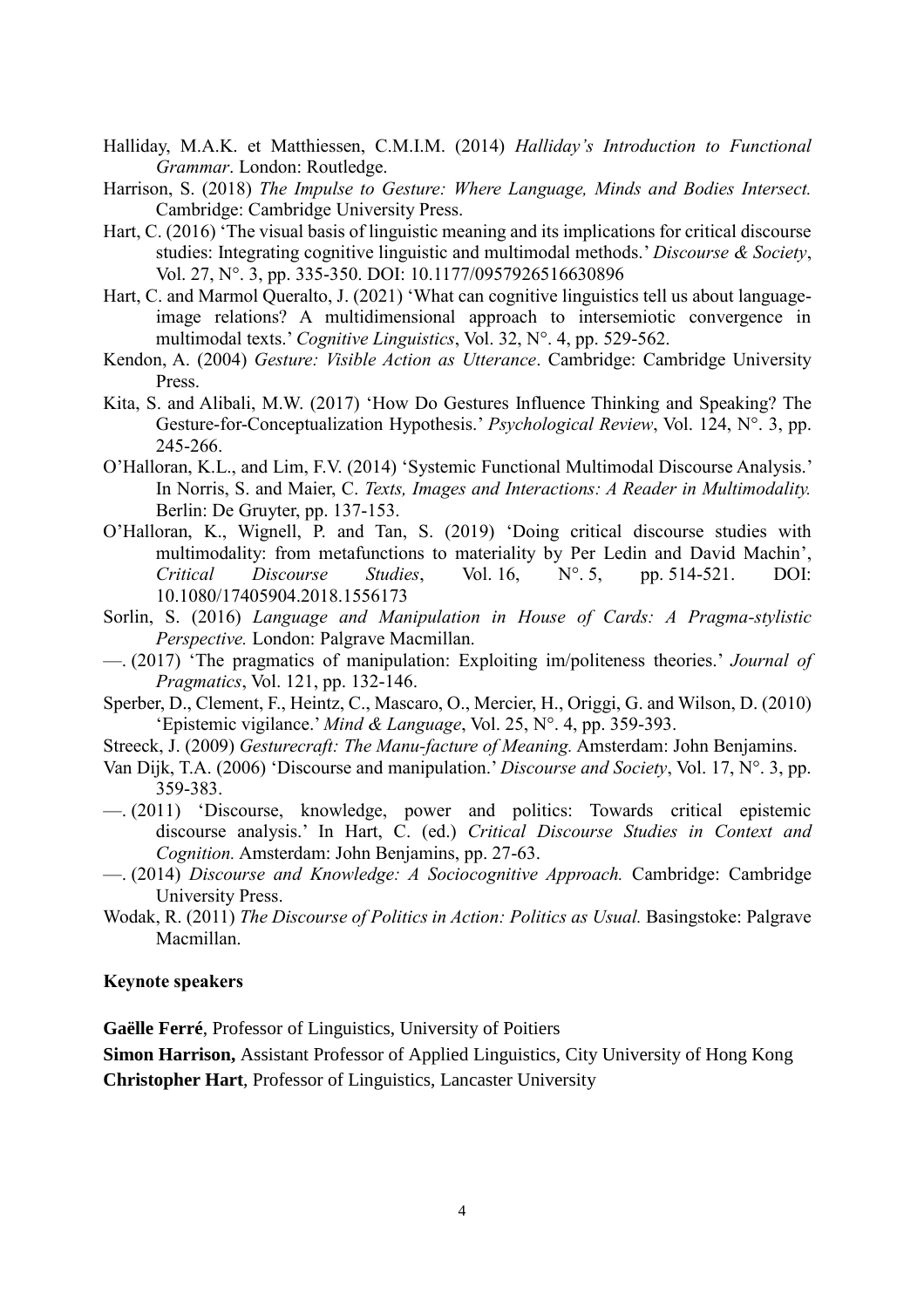Halliday, M.A.K. et Matthiessen, C.M.I.M. (2014) *Halliday's Introduction to Functional Grammar*. London: Routledge.

Harrison, S. (2018) *The Impulse to Gesture: Where Language, Minds and Bodies Intersect.* Cambridge: Cambridge University Press.

Hart, C. (2016) 'The visual basis of linguistic meaning and its implications for critical discourse studies: Integrating cognitive linguistic and multimodal methods.' *Discourse & Society*, Vol. 27, N°. 3, pp. 335-350. DOI: 10.1177/0957926516630896

Hart, C. and Marmol Queralto, J. (2021) 'What can cognitive linguistics tell us about language-image relations? A multidimensional approach to intersemiotic convergence in multimodal texts.' *Cognitive Linguistics*, Vol. 32, N°. 4, pp. 529-562.

Kendon, A. (2004) *Gesture: Visible Action as Utterance*. Cambridge: Cambridge University Press.

Kita, S. and Alibali, M.W. (2017) 'How Do Gestures Influence Thinking and Speaking? The Gesture-for-Conceptualization Hypothesis.' *Psychological Review*, Vol. 124, N°. 3, pp. 245-266.

O'Halloran, K.L., and Lim, F.V. (2014) 'Systemic Functional Multimodal Discourse Analysis.' In Norris, S. and Maier, C. *Texts, Images and Interactions: A Reader in Multimodality.* Berlin: De Gruyter, pp. 137-153.

O'Halloran, K., Wignell, P. and Tan, S. (2019) 'Doing critical discourse studies with multimodality: from metafunctions to materiality by Per Ledin and David Machin', *Critical Discourse Studies*, Vol. 16, N°. 5, pp. 514-521. DOI: 10.1080/17405904.2018.1556173

Sorlin, S. (2016) *Language and Manipulation in House of Cards: A Pragma-stylistic Perspective.* London: Palgrave Macmillan.

—. (2017) 'The pragmatics of manipulation: Exploiting im/politeness theories.' *Journal of Pragmatics*, Vol. 121, pp. 132-146.

Sperber, D., Clement, F., Heintz, C., Mascaro, O., Mercier, H., Origgi, G. and Wilson, D. (2010) 'Epistemic vigilance.' *Mind & Language*, Vol. 25, N°. 4, pp. 359-393.

Streeck, J. (2009) *Gesturecraft: The Manu-facture of Meaning.* Amsterdam: John Benjamins.

Van Dijk, T.A. (2006) 'Discourse and manipulation.' *Discourse and Society*, Vol. 17, N°. 3, pp. 359-383.

—. (2011) 'Discourse, knowledge, power and politics: Towards critical epistemic discourse analysis.' In Hart, C. (ed.) *Critical Discourse Studies in Context and Cognition.* Amsterdam: John Benjamins, pp. 27-63.

—. (2014) *Discourse and Knowledge: A Sociocognitive Approach.* Cambridge: Cambridge University Press.

Wodak, R. (2011) *The Discourse of Politics in Action: Politics as Usual.* Basingstoke: Palgrave Macmillan.

**Keynote speakers**

**Gaëlle Ferré**, Professor of Linguistics, University of Poitiers

**Simon Harrison,** Assistant Professor of Applied Linguistics, City University of Hong Kong

**Christopher Hart**, Professor of Linguistics, Lancaster University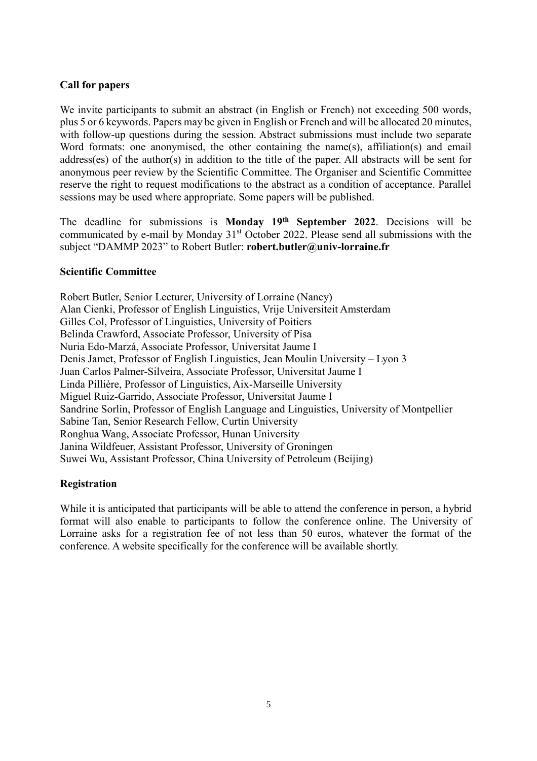**Call for papers**

We invite participants to submit an abstract (in English or French) not exceeding 500 words, plus 5 or 6 keywords. Papers may be given in English or French and will be allocated 20 minutes, with follow-up questions during the session. Abstract submissions must include two separate Word formats: one anonymised, the other containing the name(s), affiliation(s) and email address(es) of the author(s) in addition to the title of the paper. All abstracts will be sent for anonymous peer review by the Scientific Committee. The Organiser and Scientific Committee reserve the right to request modifications to the abstract as a condition of acceptance. Parallel sessions may be used where appropriate. Some papers will be published.

The deadline for submissions is **Monday 19th September 2022**. Decisions will be communicated by e-mail by Monday 31st October 2022. Please send all submissions with the subject "DAMMP 2023" to Robert Butler: **robert.butler@univ-lorraine.fr**

**Scientific Committee**

Robert Butler, Senior Lecturer, University of Lorraine (Nancy)
Alan Cienki, Professor of English Linguistics, Vrije Universiteit Amsterdam
Gilles Col, Professor of Linguistics, University of Poitiers
Belinda Crawford, Associate Professor, University of Pisa
Nuria Edo-Marzá, Associate Professor, Universitat Jaume I
Denis Jamet, Professor of English Linguistics, Jean Moulin University – Lyon 3
Juan Carlos Palmer-Silveira, Associate Professor, Universitat Jaume I
Linda Pillière, Professor of Linguistics, Aix-Marseille University
Miguel Ruiz-Garrido, Associate Professor, Universitat Jaume I
Sandrine Sorlin, Professor of English Language and Linguistics, University of Montpellier
Sabine Tan, Senior Research Fellow, Curtin University
Ronghua Wang, Associate Professor, Hunan University
Janina Wildfeuer, Assistant Professor, University of Groningen
Suwei Wu, Assistant Professor, China University of Petroleum (Beijing)

**Registration**

While it is anticipated that participants will be able to attend the conference in person, a hybrid format will also enable to participants to follow the conference online. The University of Lorraine asks for a registration fee of not less than 50 euros, whatever the format of the conference. A website specifically for the conference will be available shortly.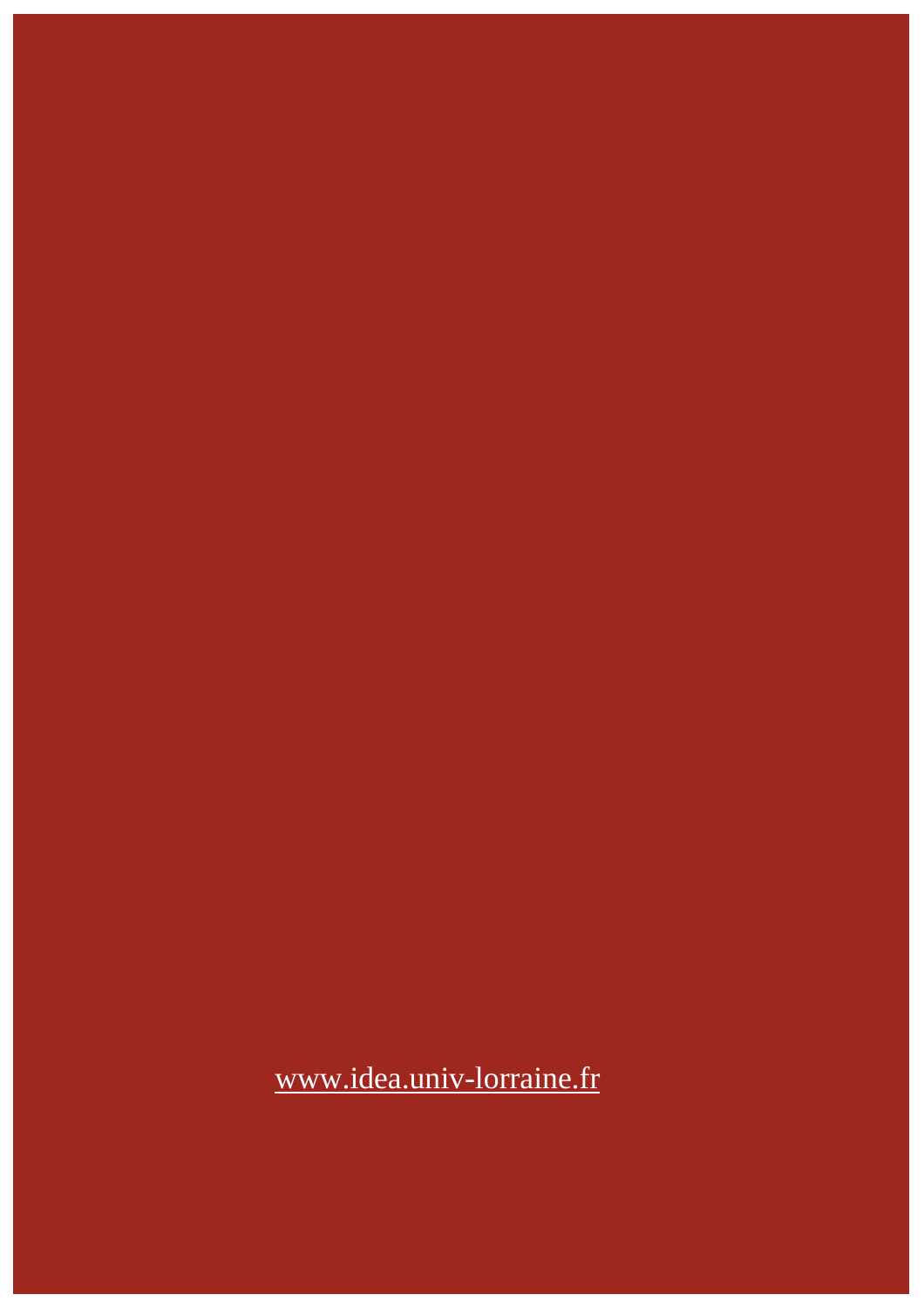www.idea.univ-lorraine.fr